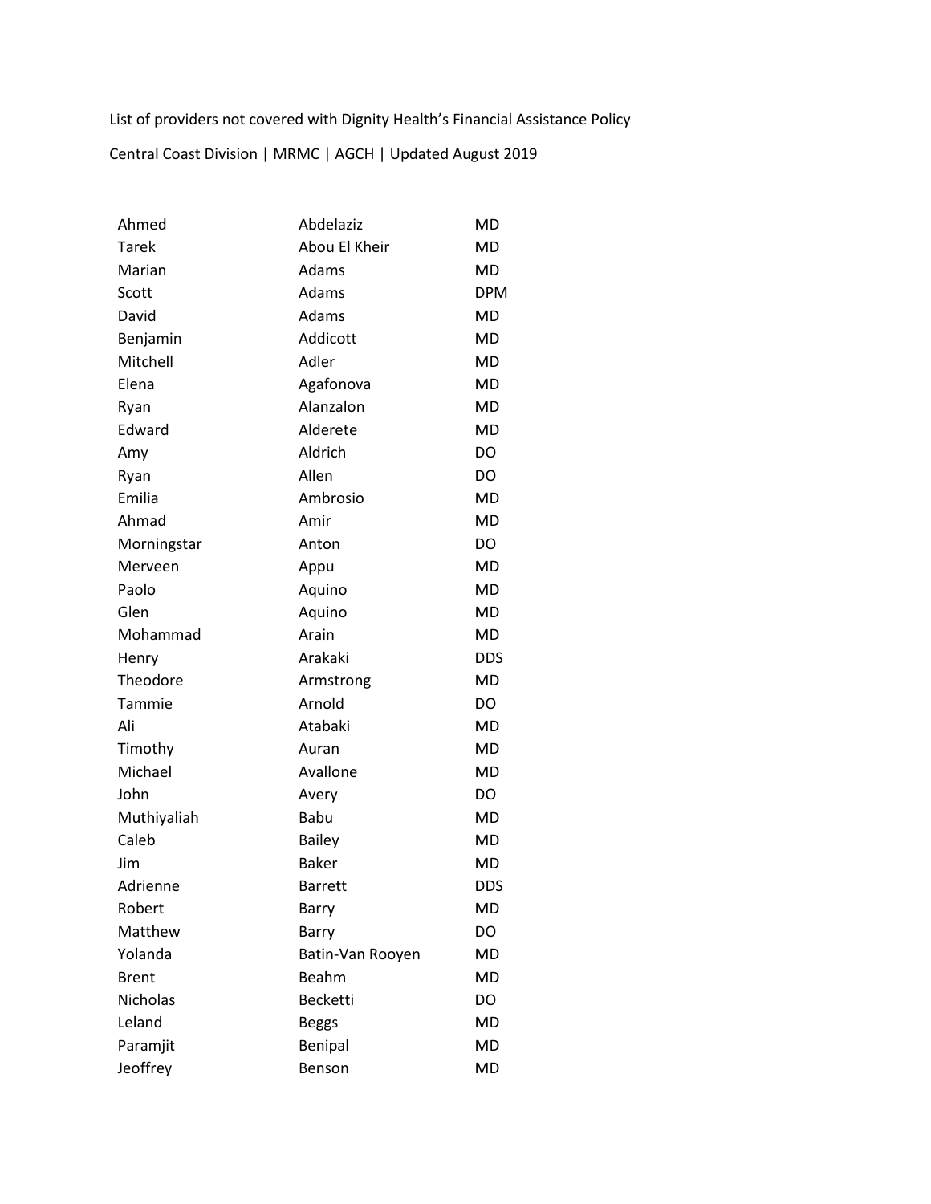List of providers not covered with Dignity Health's Financial Assistance Policy

Central Coast Division | MRMC | AGCH | Updated August 2019

| | | |
|---|---|---|
| Ahmed | Abdelaziz | MD |
| Tarek | Abou El Kheir | MD |
| Marian | Adams | MD |
| Scott | Adams | DPM |
| David | Adams | MD |
| Benjamin | Addicott | MD |
| Mitchell | Adler | MD |
| Elena | Agafonova | MD |
| Ryan | Alanzalon | MD |
| Edward | Alderete | MD |
| Amy | Aldrich | DO |
| Ryan | Allen | DO |
| Emilia | Ambrosio | MD |
| Ahmad | Amir | MD |
| Morningstar | Anton | DO |
| Merveen | Appu | MD |
| Paolo | Aquino | MD |
| Glen | Aquino | MD |
| Mohammad | Arain | MD |
| Henry | Arakaki | DDS |
| Theodore | Armstrong | MD |
| Tammie | Arnold | DO |
| Ali | Atabaki | MD |
| Timothy | Auran | MD |
| Michael | Avallone | MD |
| John | Avery | DO |
| Muthiyaliah | Babu | MD |
| Caleb | Bailey | MD |
| Jim | Baker | MD |
| Adrienne | Barrett | DDS |
| Robert | Barry | MD |
| Matthew | Barry | DO |
| Yolanda | Batin-Van Rooyen | MD |
| Brent | Beahm | MD |
| Nicholas | Becketti | DO |
| Leland | Beggs | MD |
| Paramjit | Benipal | MD |
| Jeoffrey | Benson | MD |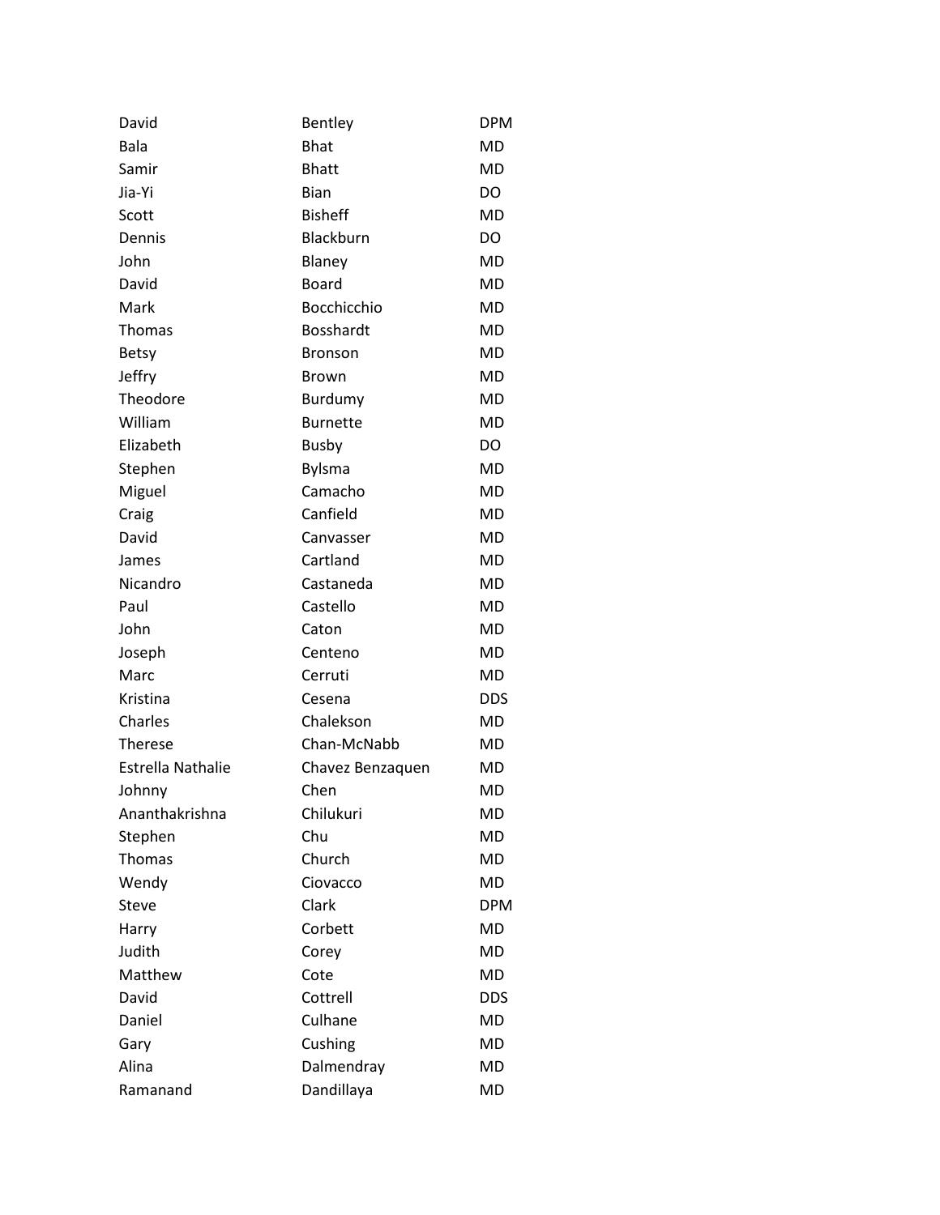| | | |
|---|---|---|
| David | Bentley | DPM |
| Bala | Bhat | MD |
| Samir | Bhatt | MD |
| Jia-Yi | Bian | DO |
| Scott | Bisheff | MD |
| Dennis | Blackburn | DO |
| John | Blaney | MD |
| David | Board | MD |
| Mark | Bocchicchio | MD |
| Thomas | Bosshardt | MD |
| Betsy | Bronson | MD |
| Jeffry | Brown | MD |
| Theodore | Burdumy | MD |
| William | Burnette | MD |
| Elizabeth | Busby | DO |
| Stephen | Bylsma | MD |
| Miguel | Camacho | MD |
| Craig | Canfield | MD |
| David | Canvasser | MD |
| James | Cartland | MD |
| Nicandro | Castaneda | MD |
| Paul | Castello | MD |
| John | Caton | MD |
| Joseph | Centeno | MD |
| Marc | Cerruti | MD |
| Kristina | Cesena | DDS |
| Charles | Chalekson | MD |
| Therese | Chan-McNabb | MD |
| Estrella Nathalie | Chavez Benzaquen | MD |
| Johnny | Chen | MD |
| Ananthakrishna | Chilukuri | MD |
| Stephen | Chu | MD |
| Thomas | Church | MD |
| Wendy | Ciovacco | MD |
| Steve | Clark | DPM |
| Harry | Corbett | MD |
| Judith | Corey | MD |
| Matthew | Cote | MD |
| David | Cottrell | DDS |
| Daniel | Culhane | MD |
| Gary | Cushing | MD |
| Alina | Dalmendray | MD |
| Ramanand | Dandillaya | MD |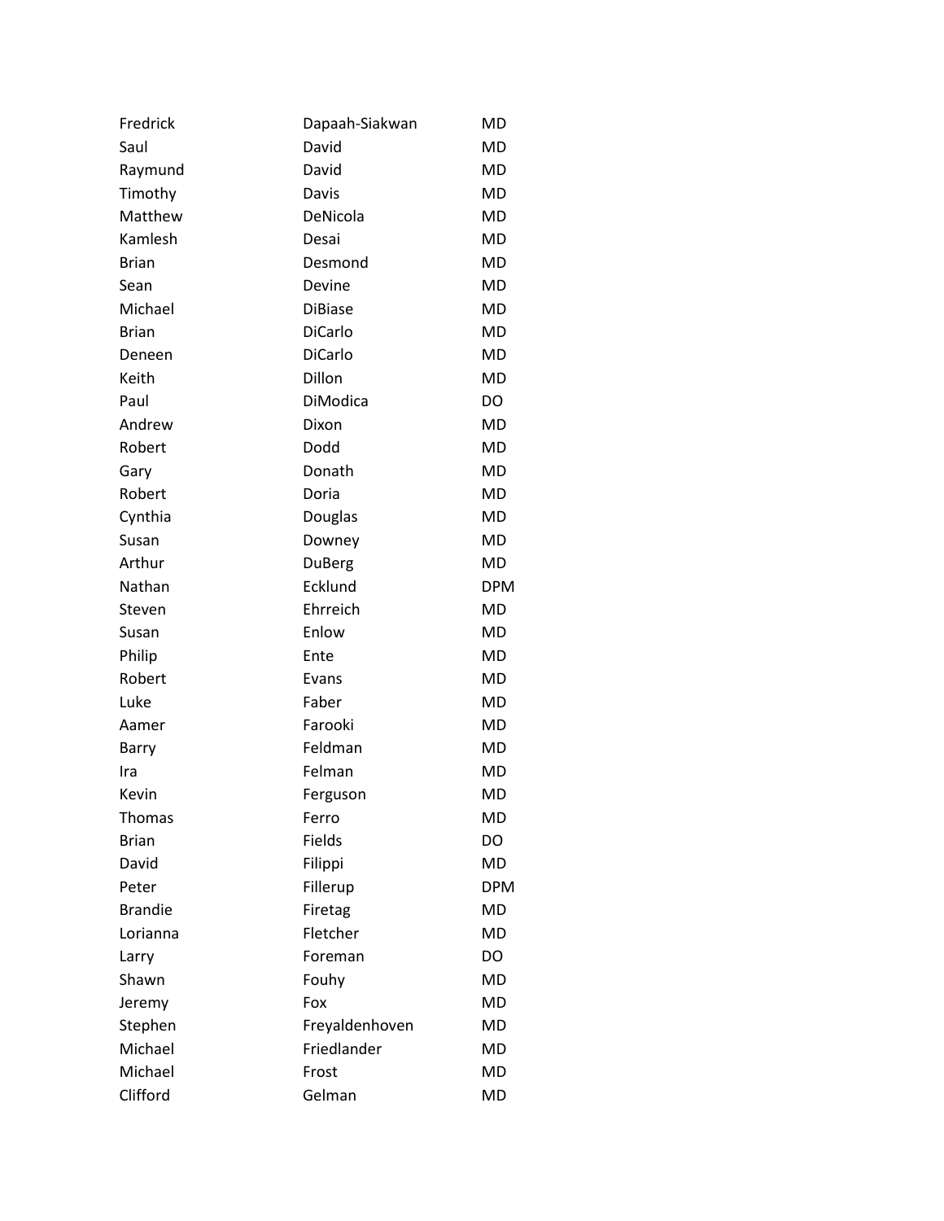| | | |
|---|---|---|
| Fredrick | Dapaah-Siakwan | MD |
| Saul | David | MD |
| Raymund | David | MD |
| Timothy | Davis | MD |
| Matthew | DeNicola | MD |
| Kamlesh | Desai | MD |
| Brian | Desmond | MD |
| Sean | Devine | MD |
| Michael | DiBiase | MD |
| Brian | DiCarlo | MD |
| Deneen | DiCarlo | MD |
| Keith | Dillon | MD |
| Paul | DiModica | DO |
| Andrew | Dixon | MD |
| Robert | Dodd | MD |
| Gary | Donath | MD |
| Robert | Doria | MD |
| Cynthia | Douglas | MD |
| Susan | Downey | MD |
| Arthur | DuBerg | MD |
| Nathan | Ecklund | DPM |
| Steven | Ehrreich | MD |
| Susan | Enlow | MD |
| Philip | Ente | MD |
| Robert | Evans | MD |
| Luke | Faber | MD |
| Aamer | Farooki | MD |
| Barry | Feldman | MD |
| Ira | Felman | MD |
| Kevin | Ferguson | MD |
| Thomas | Ferro | MD |
| Brian | Fields | DO |
| David | Filippi | MD |
| Peter | Fillerup | DPM |
| Brandie | Firetag | MD |
| Lorianna | Fletcher | MD |
| Larry | Foreman | DO |
| Shawn | Fouhy | MD |
| Jeremy | Fox | MD |
| Stephen | Freyaldenhoven | MD |
| Michael | Friedlander | MD |
| Michael | Frost | MD |
| Clifford | Gelman | MD |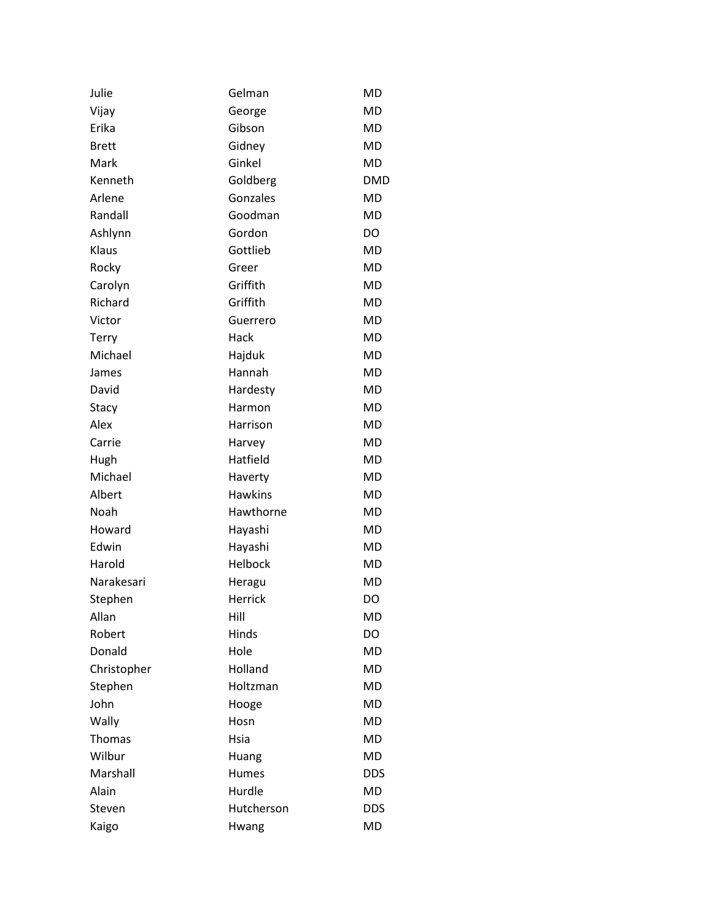| | | |
|---|---|---|
| Julie | Gelman | MD |
| Vijay | George | MD |
| Erika | Gibson | MD |
| Brett | Gidney | MD |
| Mark | Ginkel | MD |
| Kenneth | Goldberg | DMD |
| Arlene | Gonzales | MD |
| Randall | Goodman | MD |
| Ashlynn | Gordon | DO |
| Klaus | Gottlieb | MD |
| Rocky | Greer | MD |
| Carolyn | Griffith | MD |
| Richard | Griffith | MD |
| Victor | Guerrero | MD |
| Terry | Hack | MD |
| Michael | Hajduk | MD |
| James | Hannah | MD |
| David | Hardesty | MD |
| Stacy | Harmon | MD |
| Alex | Harrison | MD |
| Carrie | Harvey | MD |
| Hugh | Hatfield | MD |
| Michael | Haverty | MD |
| Albert | Hawkins | MD |
| Noah | Hawthorne | MD |
| Howard | Hayashi | MD |
| Edwin | Hayashi | MD |
| Harold | Helbock | MD |
| Narakesari | Heragu | MD |
| Stephen | Herrick | DO |
| Allan | Hill | MD |
| Robert | Hinds | DO |
| Donald | Hole | MD |
| Christopher | Holland | MD |
| Stephen | Holtzman | MD |
| John | Hooge | MD |
| Wally | Hosn | MD |
| Thomas | Hsia | MD |
| Wilbur | Huang | MD |
| Marshall | Humes | DDS |
| Alain | Hurdle | MD |
| Steven | Hutcherson | DDS |
| Kaigo | Hwang | MD |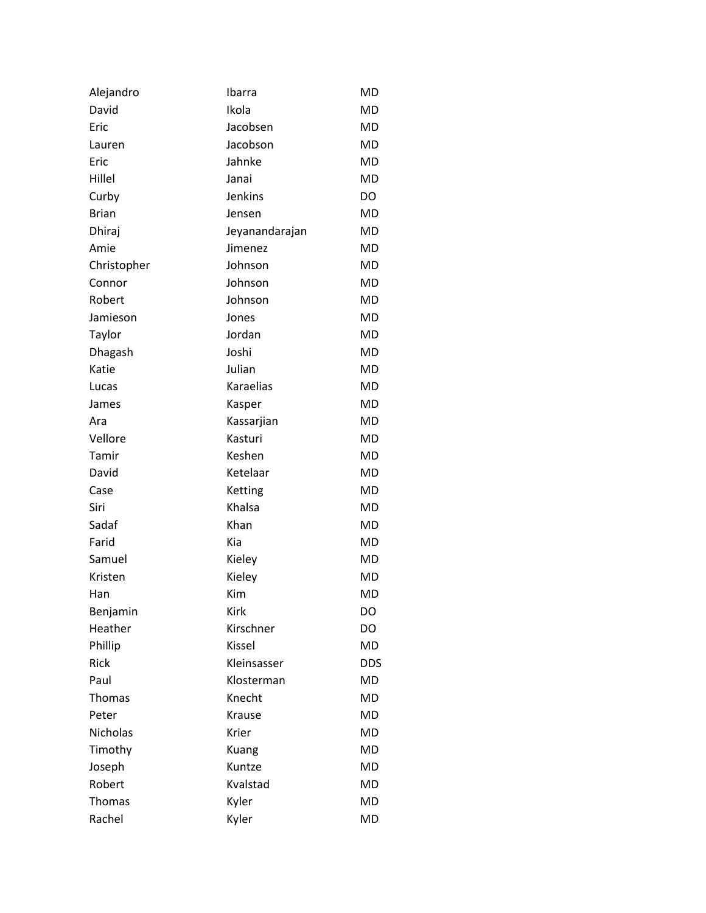| | | |
|---|---|---|
| Alejandro | Ibarra | MD |
| David | Ikola | MD |
| Eric | Jacobsen | MD |
| Lauren | Jacobson | MD |
| Eric | Jahnke | MD |
| Hillel | Janai | MD |
| Curby | Jenkins | DO |
| Brian | Jensen | MD |
| Dhiraj | Jeyanandarajan | MD |
| Amie | Jimenez | MD |
| Christopher | Johnson | MD |
| Connor | Johnson | MD |
| Robert | Johnson | MD |
| Jamieson | Jones | MD |
| Taylor | Jordan | MD |
| Dhagash | Joshi | MD |
| Katie | Julian | MD |
| Lucas | Karaelias | MD |
| James | Kasper | MD |
| Ara | Kassarjian | MD |
| Vellore | Kasturi | MD |
| Tamir | Keshen | MD |
| David | Ketelaar | MD |
| Case | Ketting | MD |
| Siri | Khalsa | MD |
| Sadaf | Khan | MD |
| Farid | Kia | MD |
| Samuel | Kieley | MD |
| Kristen | Kieley | MD |
| Han | Kim | MD |
| Benjamin | Kirk | DO |
| Heather | Kirschner | DO |
| Phillip | Kissel | MD |
| Rick | Kleinsasser | DDS |
| Paul | Klosterman | MD |
| Thomas | Knecht | MD |
| Peter | Krause | MD |
| Nicholas | Krier | MD |
| Timothy | Kuang | MD |
| Joseph | Kuntze | MD |
| Robert | Kvalstad | MD |
| Thomas | Kyler | MD |
| Rachel | Kyler | MD |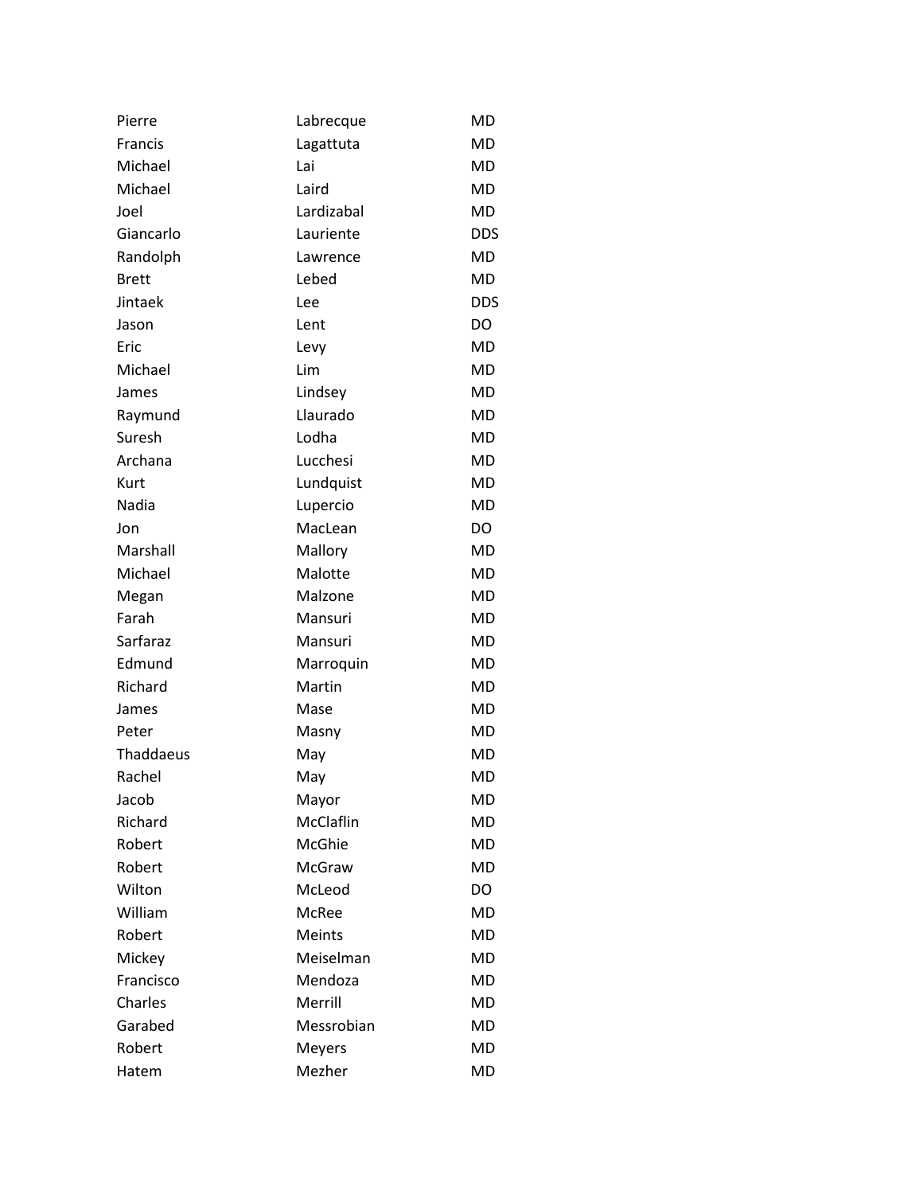| | | |
|---|---|---|
| Pierre | Labrecque | MD |
| Francis | Lagattuta | MD |
| Michael | Lai | MD |
| Michael | Laird | MD |
| Joel | Lardizabal | MD |
| Giancarlo | Lauriente | DDS |
| Randolph | Lawrence | MD |
| Brett | Lebed | MD |
| Jintaek | Lee | DDS |
| Jason | Lent | DO |
| Eric | Levy | MD |
| Michael | Lim | MD |
| James | Lindsey | MD |
| Raymund | Llaurado | MD |
| Suresh | Lodha | MD |
| Archana | Lucchesi | MD |
| Kurt | Lundquist | MD |
| Nadia | Lupercio | MD |
| Jon | MacLean | DO |
| Marshall | Mallory | MD |
| Michael | Malotte | MD |
| Megan | Malzone | MD |
| Farah | Mansuri | MD |
| Sarfaraz | Mansuri | MD |
| Edmund | Marroquin | MD |
| Richard | Martin | MD |
| James | Mase | MD |
| Peter | Masny | MD |
| Thaddaeus | May | MD |
| Rachel | May | MD |
| Jacob | Mayor | MD |
| Richard | McClaflin | MD |
| Robert | McGhie | MD |
| Robert | McGraw | MD |
| Wilton | McLeod | DO |
| William | McRee | MD |
| Robert | Meints | MD |
| Mickey | Meiselman | MD |
| Francisco | Mendoza | MD |
| Charles | Merrill | MD |
| Garabed | Messrobian | MD |
| Robert | Meyers | MD |
| Hatem | Mezher | MD |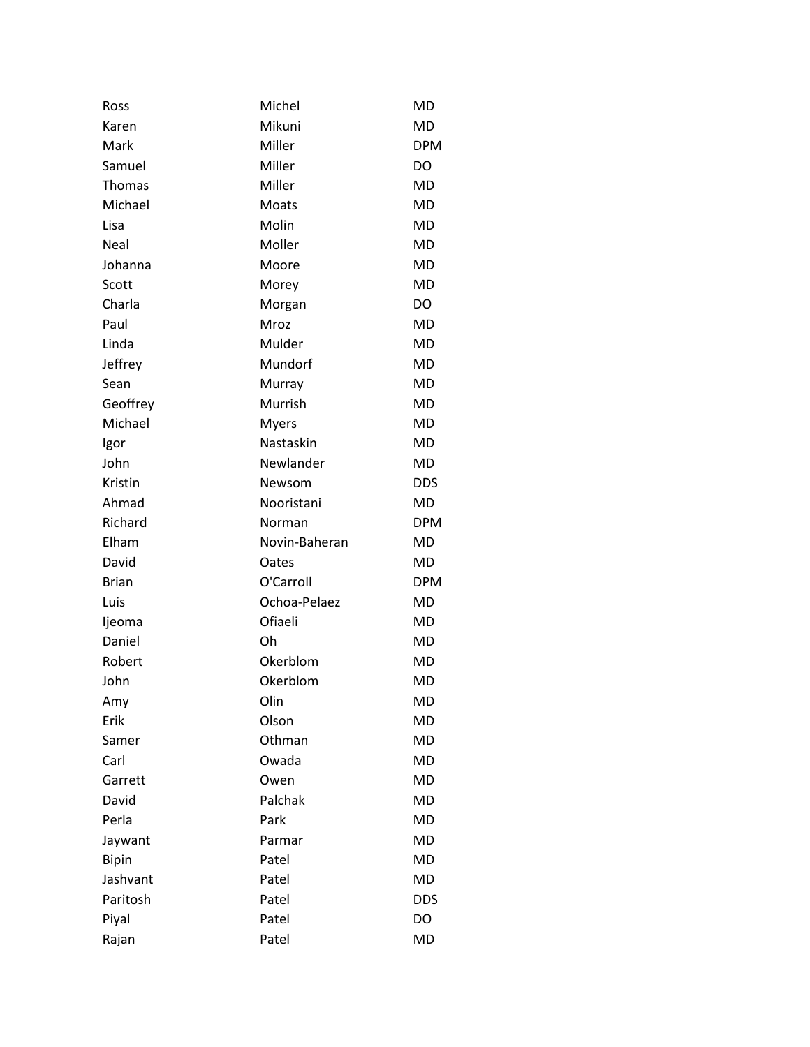| | | |
|---|---|---|
| Ross | Michel | MD |
| Karen | Mikuni | MD |
| Mark | Miller | DPM |
| Samuel | Miller | DO |
| Thomas | Miller | MD |
| Michael | Moats | MD |
| Lisa | Molin | MD |
| Neal | Moller | MD |
| Johanna | Moore | MD |
| Scott | Morey | MD |
| Charla | Morgan | DO |
| Paul | Mroz | MD |
| Linda | Mulder | MD |
| Jeffrey | Mundorf | MD |
| Sean | Murray | MD |
| Geoffrey | Murrish | MD |
| Michael | Myers | MD |
| Igor | Nastaskin | MD |
| John | Newlander | MD |
| Kristin | Newsom | DDS |
| Ahmad | Nooristani | MD |
| Richard | Norman | DPM |
| Elham | Novin-Baheran | MD |
| David | Oates | MD |
| Brian | O'Carroll | DPM |
| Luis | Ochoa-Pelaez | MD |
| Ijeoma | Ofiaeli | MD |
| Daniel | Oh | MD |
| Robert | Okerblom | MD |
| John | Okerblom | MD |
| Amy | Olin | MD |
| Erik | Olson | MD |
| Samer | Othman | MD |
| Carl | Owada | MD |
| Garrett | Owen | MD |
| David | Palchak | MD |
| Perla | Park | MD |
| Jaywant | Parmar | MD |
| Bipin | Patel | MD |
| Jashvant | Patel | MD |
| Paritosh | Patel | DDS |
| Piyal | Patel | DO |
| Rajan | Patel | MD |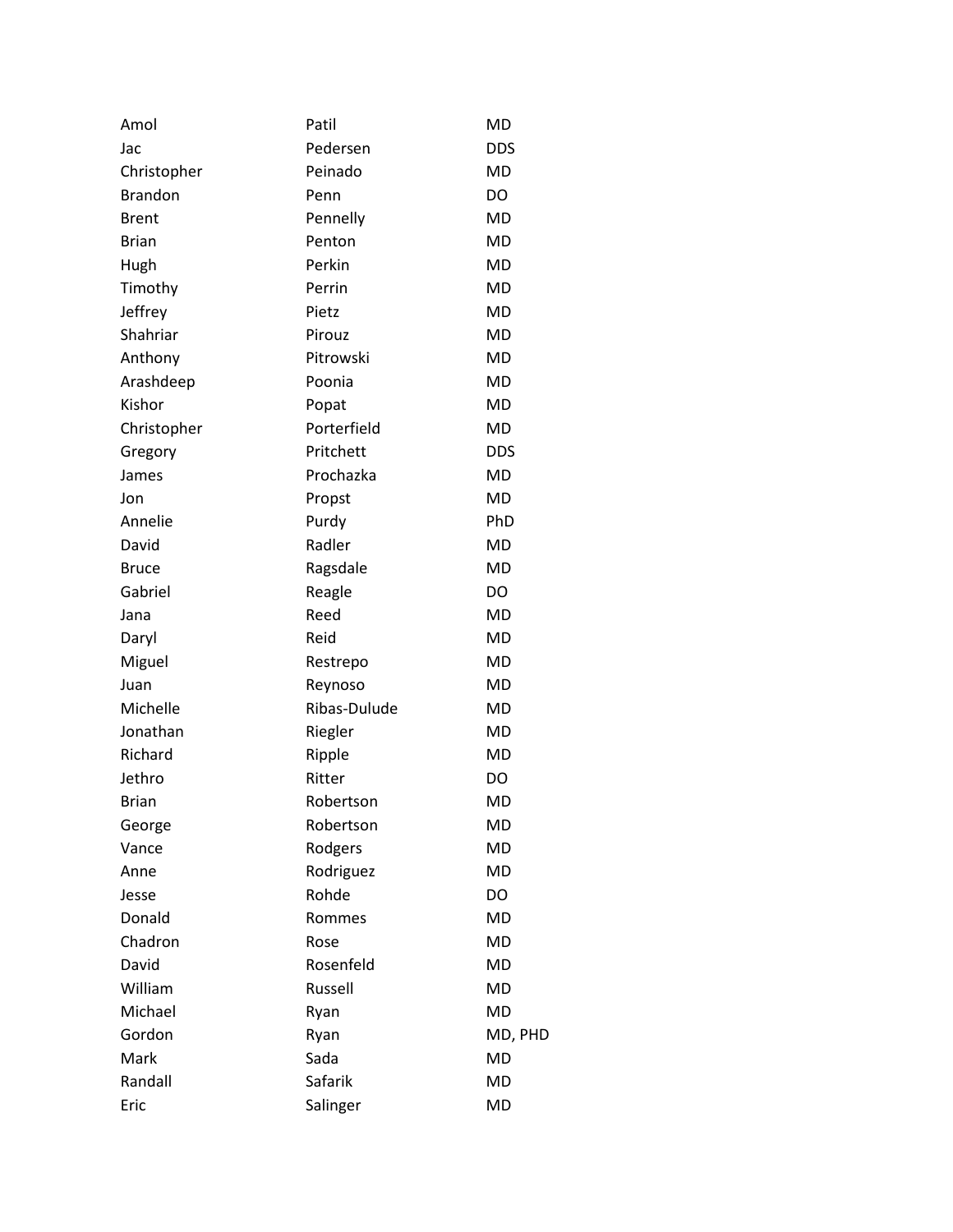| | | |
|---|---|---|
| Amol | Patil | MD |
| Jac | Pedersen | DDS |
| Christopher | Peinado | MD |
| Brandon | Penn | DO |
| Brent | Pennelly | MD |
| Brian | Penton | MD |
| Hugh | Perkin | MD |
| Timothy | Perrin | MD |
| Jeffrey | Pietz | MD |
| Shahriar | Pirouz | MD |
| Anthony | Pitrowski | MD |
| Arashdeep | Poonia | MD |
| Kishor | Popat | MD |
| Christopher | Porterfield | MD |
| Gregory | Pritchett | DDS |
| James | Prochazka | MD |
| Jon | Propst | MD |
| Annelie | Purdy | PhD |
| David | Radler | MD |
| Bruce | Ragsdale | MD |
| Gabriel | Reagle | DO |
| Jana | Reed | MD |
| Daryl | Reid | MD |
| Miguel | Restrepo | MD |
| Juan | Reynoso | MD |
| Michelle | Ribas-Dulude | MD |
| Jonathan | Riegler | MD |
| Richard | Ripple | MD |
| Jethro | Ritter | DO |
| Brian | Robertson | MD |
| George | Robertson | MD |
| Vance | Rodgers | MD |
| Anne | Rodriguez | MD |
| Jesse | Rohde | DO |
| Donald | Rommes | MD |
| Chadron | Rose | MD |
| David | Rosenfeld | MD |
| William | Russell | MD |
| Michael | Ryan | MD |
| Gordon | Ryan | MD, PHD |
| Mark | Sada | MD |
| Randall | Safarik | MD |
| Eric | Salinger | MD |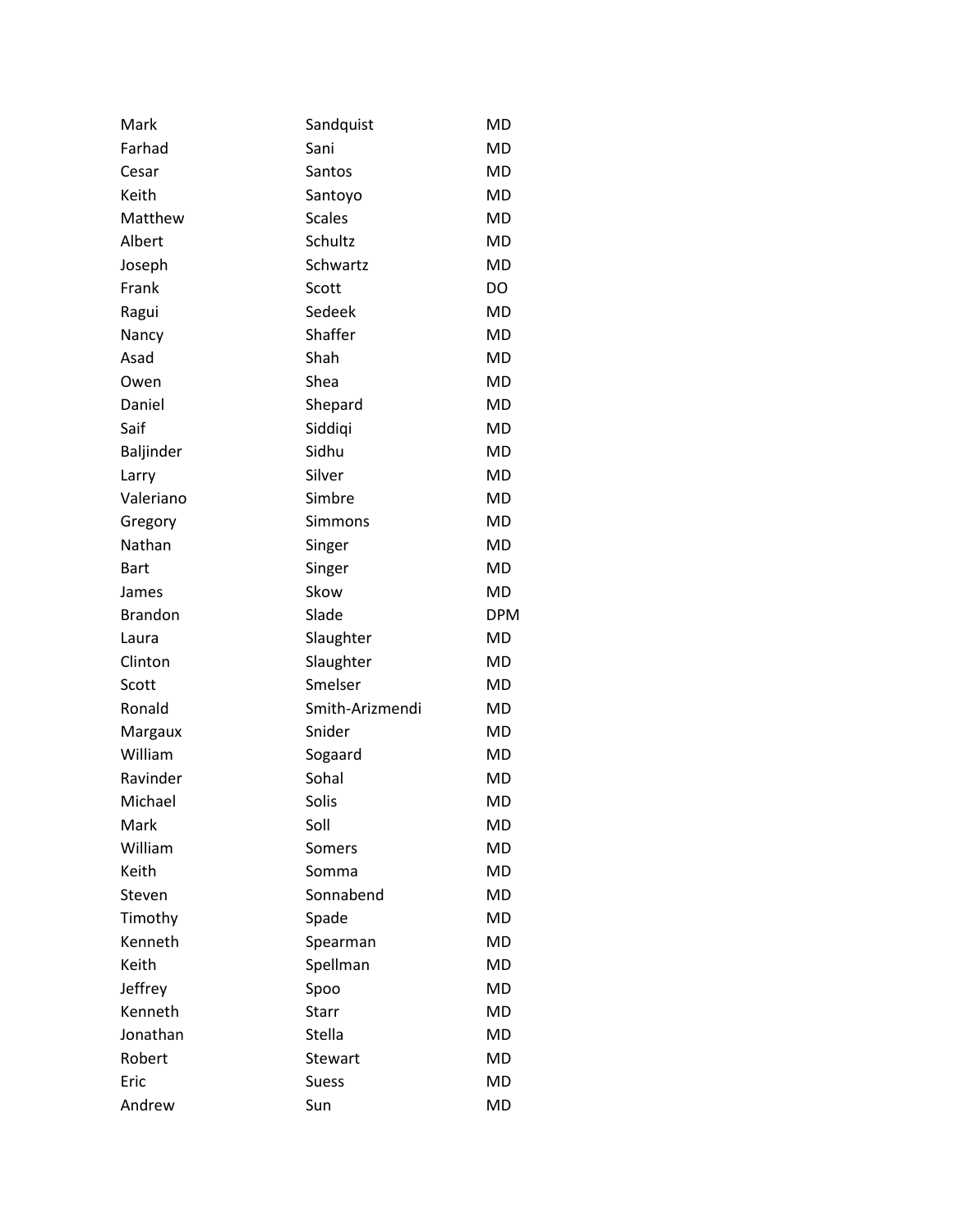| | | |
|---|---|---|
| Mark | Sandquist | MD |
| Farhad | Sani | MD |
| Cesar | Santos | MD |
| Keith | Santoyo | MD |
| Matthew | Scales | MD |
| Albert | Schultz | MD |
| Joseph | Schwartz | MD |
| Frank | Scott | DO |
| Ragui | Sedeek | MD |
| Nancy | Shaffer | MD |
| Asad | Shah | MD |
| Owen | Shea | MD |
| Daniel | Shepard | MD |
| Saif | Siddiqi | MD |
| Baljinder | Sidhu | MD |
| Larry | Silver | MD |
| Valeriano | Simbre | MD |
| Gregory | Simmons | MD |
| Nathan | Singer | MD |
| Bart | Singer | MD |
| James | Skow | MD |
| Brandon | Slade | DPM |
| Laura | Slaughter | MD |
| Clinton | Slaughter | MD |
| Scott | Smelser | MD |
| Ronald | Smith-Arizmendi | MD |
| Margaux | Snider | MD |
| William | Sogaard | MD |
| Ravinder | Sohal | MD |
| Michael | Solis | MD |
| Mark | Soll | MD |
| William | Somers | MD |
| Keith | Somma | MD |
| Steven | Sonnabend | MD |
| Timothy | Spade | MD |
| Kenneth | Spearman | MD |
| Keith | Spellman | MD |
| Jeffrey | Spoo | MD |
| Kenneth | Starr | MD |
| Jonathan | Stella | MD |
| Robert | Stewart | MD |
| Eric | Suess | MD |
| Andrew | Sun | MD |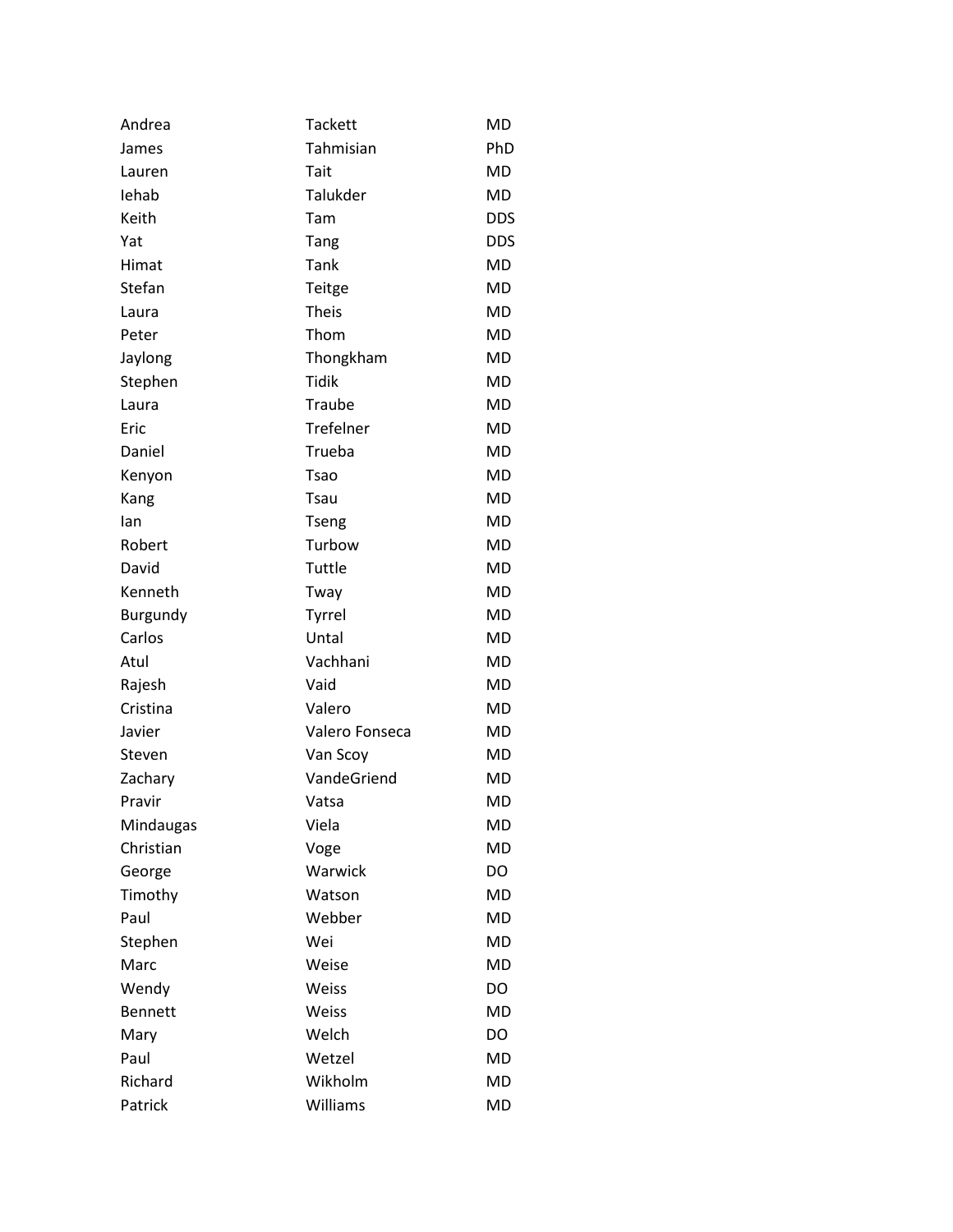| | | |
|---|---|---|
| Andrea | Tackett | MD |
| James | Tahmisian | PhD |
| Lauren | Tait | MD |
| Iehab | Talukder | MD |
| Keith | Tam | DDS |
| Yat | Tang | DDS |
| Himat | Tank | MD |
| Stefan | Teitge | MD |
| Laura | Theis | MD |
| Peter | Thom | MD |
| Jaylong | Thongkham | MD |
| Stephen | Tidik | MD |
| Laura | Traube | MD |
| Eric | Trefelner | MD |
| Daniel | Trueba | MD |
| Kenyon | Tsao | MD |
| Kang | Tsau | MD |
| Ian | Tseng | MD |
| Robert | Turbow | MD |
| David | Tuttle | MD |
| Kenneth | Tway | MD |
| Burgundy | Tyrrel | MD |
| Carlos | Untal | MD |
| Atul | Vachhani | MD |
| Rajesh | Vaid | MD |
| Cristina | Valero | MD |
| Javier | Valero Fonseca | MD |
| Steven | Van Scoy | MD |
| Zachary | VandeGriend | MD |
| Pravir | Vatsa | MD |
| Mindaugas | Viela | MD |
| Christian | Voge | MD |
| George | Warwick | DO |
| Timothy | Watson | MD |
| Paul | Webber | MD |
| Stephen | Wei | MD |
| Marc | Weise | MD |
| Wendy | Weiss | DO |
| Bennett | Weiss | MD |
| Mary | Welch | DO |
| Paul | Wetzel | MD |
| Richard | Wikholm | MD |
| Patrick | Williams | MD |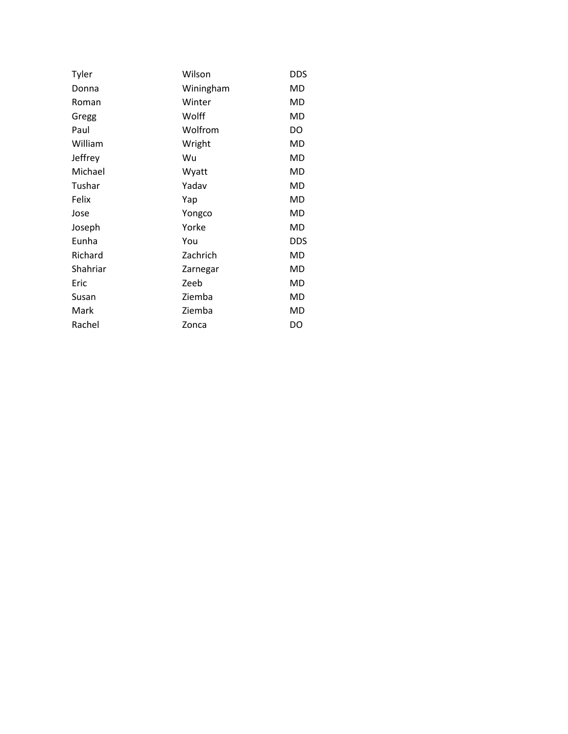| | | |
|---|---|---|
| Tyler | Wilson | DDS |
| Donna | Winingham | MD |
| Roman | Winter | MD |
| Gregg | Wolff | MD |
| Paul | Wolfrom | DO |
| William | Wright | MD |
| Jeffrey | Wu | MD |
| Michael | Wyatt | MD |
| Tushar | Yadav | MD |
| Felix | Yap | MD |
| Jose | Yongco | MD |
| Joseph | Yorke | MD |
| Eunha | You | DDS |
| Richard | Zachrich | MD |
| Shahriar | Zarnegar | MD |
| Eric | Zeeb | MD |
| Susan | Ziemba | MD |
| Mark | Ziemba | MD |
| Rachel | Zonca | DO |